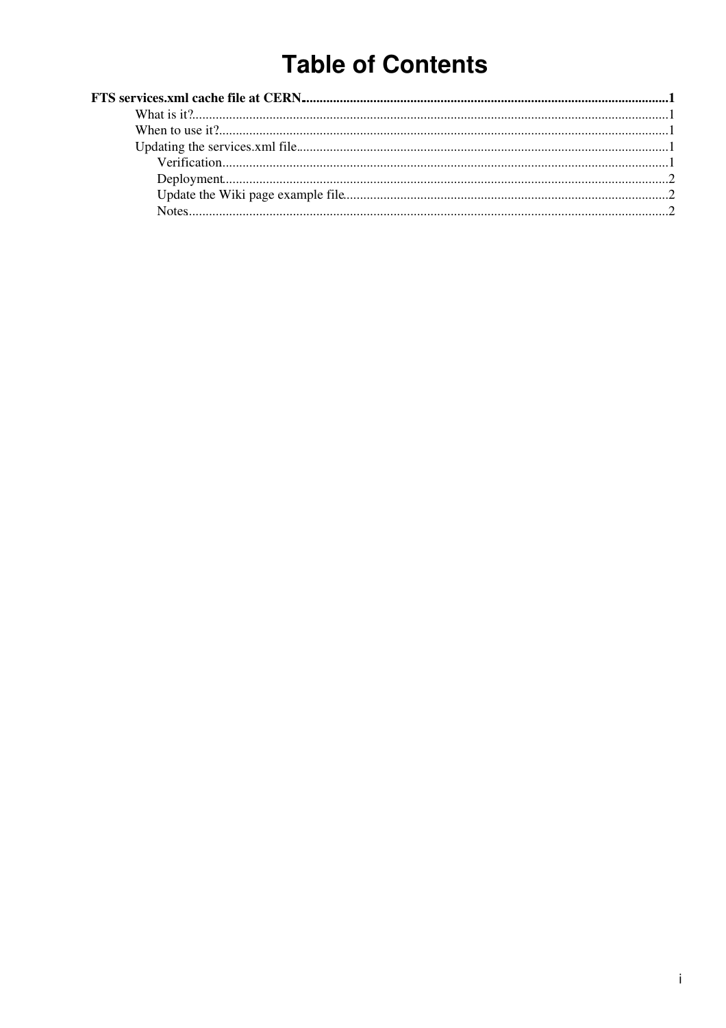# Table of Contents

**FTS services.xml cache file at CERN** ..... **1**

- What is it? ..... 1
- When to use it? ..... 1
- Updating the services.xml file ..... 1
  - Verification ..... 1
  - Deployment ..... 2
  - Update the Wiki page example file ..... 2
  - Notes ..... 2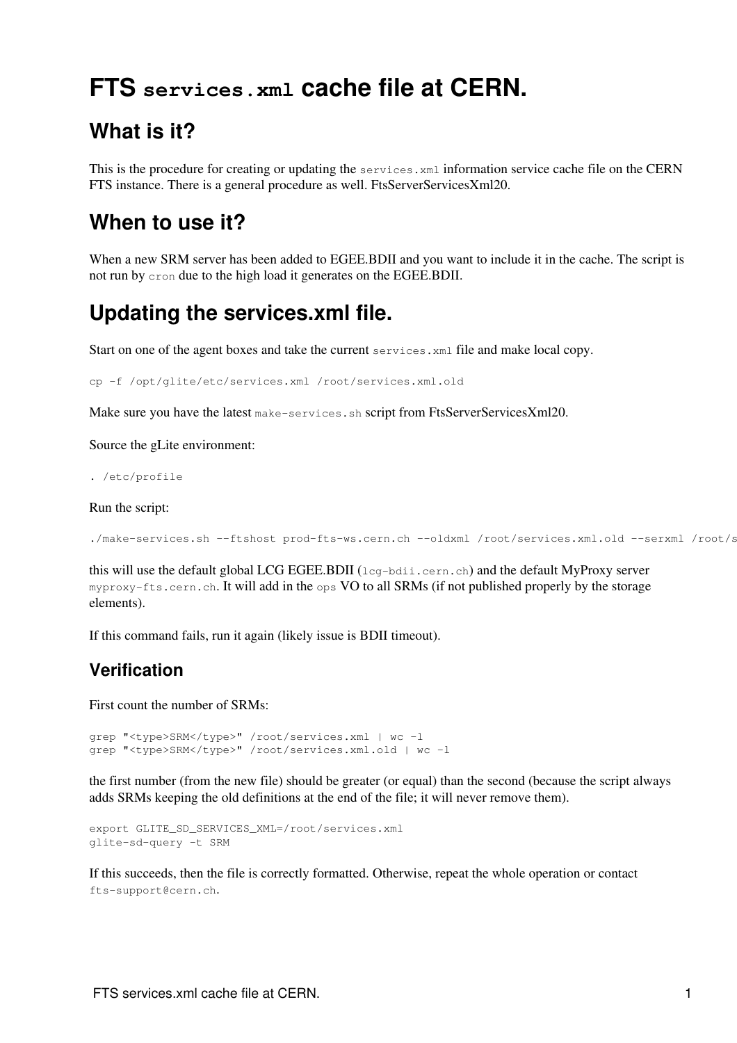# FTS `services.xml` cache file at CERN.

## What is it?

This is the procedure for creating or updating the `services.xml` information service cache file on the CERN FTS instance. There is a general procedure as well. FtsServerServicesXml20.

## When to use it?

When a new SRM server has been added to EGEE.BDII and you want to include it in the cache. The script is not run by `cron` due to the high load it generates on the EGEE.BDII.

## Updating the services.xml file.

Start on one of the agent boxes and take the current `services.xml` file and make local copy.

```
cp -f /opt/glite/etc/services.xml /root/services.xml.old
```

Make sure you have the latest `make-services.sh` script from FtsServerServicesXml20.

Source the gLite environment:

```
. /etc/profile
```

Run the script:

```
./make-services.sh --ftshost prod-fts-ws.cern.ch --oldxml /root/services.xml.old --serxml /root/s
```

this will use the default global LCG EGEE.BDII (`lcg-bdii.cern.ch`) and the default MyProxy server `myproxy-fts.cern.ch`. It will add in the `ops` VO to all SRMs (if not published properly by the storage elements).

If this command fails, run it again (likely issue is BDII timeout).

### Verification

First count the number of SRMs:

```
grep "<type>SRM</type>" /root/services.xml | wc -l
grep "<type>SRM</type>" /root/services.xml.old | wc -l
```

the first number (from the new file) should be greater (or equal) than the second (because the script always adds SRMs keeping the old definitions at the end of the file; it will never remove them).

```
export GLITE_SD_SERVICES_XML=/root/services.xml
glite-sd-query -t SRM
```

If this succeeds, then the file is correctly formatted. Otherwise, repeat the whole operation or contact `fts-support@cern.ch`.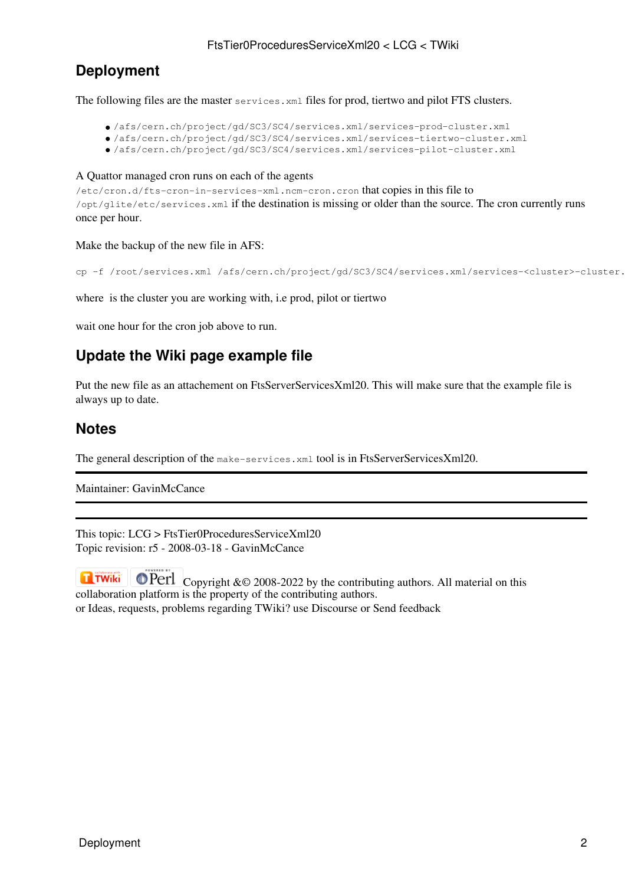## Deployment

The following files are the master `services.xml` files for prod, tiertwo and pilot FTS clusters.

- `/afs/cern.ch/project/gd/SC3/SC4/services.xml/services-prod-cluster.xml`
- `/afs/cern.ch/project/gd/SC3/SC4/services.xml/services-tiertwo-cluster.xml`
- `/afs/cern.ch/project/gd/SC3/SC4/services.xml/services-pilot-cluster.xml`

A Quattor managed cron runs on each of the agents `/etc/cron.d/fts-cron-in-services-xml.ncm-cron.cron` that copies in this file to `/opt/glite/etc/services.xml` if the destination is missing or older than the source. The cron currently runs once per hour.

Make the backup of the new file in AFS:

```
cp -f /root/services.xml /afs/cern.ch/project/gd/SC3/SC4/services.xml/services-<cluster>-cluster.
```

where  is the cluster you are working with, i.e prod, pilot or tiertwo

wait one hour for the cron job above to run.

## Update the Wiki page example file

Put the new file as an attachement on FtsServerServicesXml20. This will make sure that the example file is always up to date.

## Notes

The general description of the `make-services.xml` tool is in FtsServerServicesXml20.

---

Maintainer: GavinMcCance

---

This topic: LCG > FtsTier0ProceduresServiceXml20
Topic revision: r5 - 2008-03-18 - GavinMcCance

Copyright &© 2008-2022 by the contributing authors. All material on this collaboration platform is the property of the contributing authors.
or Ideas, requests, problems regarding TWiki? use Discourse or Send feedback